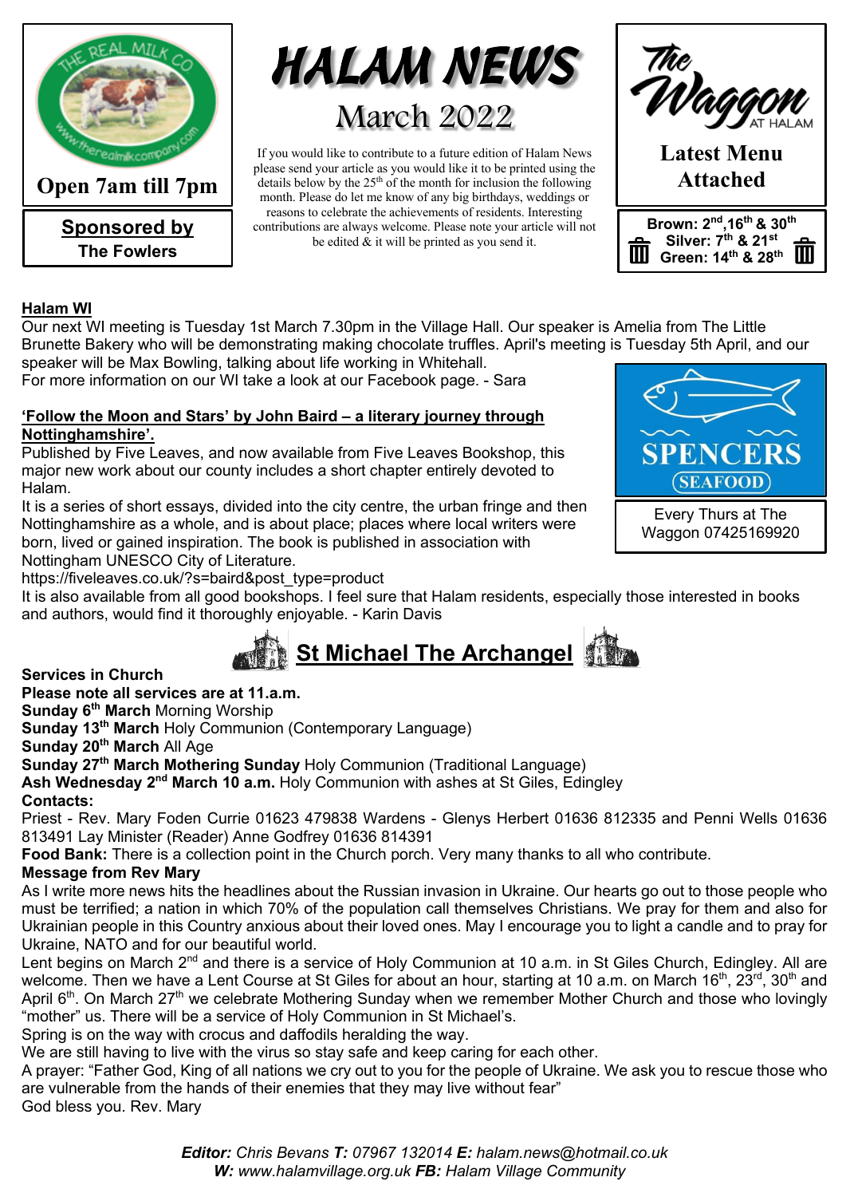# HALAM NEWS

## March 2022

If you would like to contribute to a future edition of Halam News please send your article as you would like it to be printed using the details below by the 25th of the month for inclusion the following month. Please do let me know of any big birthdays, weddings or reasons to celebrate the achievements of residents. Interesting contributions are always welcome. Please note your article will not be edited & it will be printed as you send it.

THE REAL MILK CO
www.therealmilkcompany.com

**Open 7am till 7pm**

**Sponsored by**
**The Fowlers**

The Waggon AT HALAM

**Latest Menu Attached**

**Brown: 2nd, 16th & 30th**
**Silver: 7th & 21st**
**Green: 14th & 28th**

### Halam WI

Our next WI meeting is Tuesday 1st March 7.30pm in the Village Hall. Our speaker is Amelia from The Little Brunette Bakery who will be demonstrating making chocolate truffles. April's meeting is Tuesday 5th April, and our speaker will be Max Bowling, talking about life working in Whitehall.

For more information on our WI take a look at our Facebook page. - Sara

### 'Follow the Moon and Stars' by John Baird – a literary journey through Nottinghamshire'.

Published by Five Leaves, and now available from Five Leaves Bookshop, this major new work about our county includes a short chapter entirely devoted to Halam.

It is a series of short essays, divided into the city centre, the urban fringe and then Nottinghamshire as a whole, and is about place; places where local writers were born, lived or gained inspiration. The book is published in association with Nottingham UNESCO City of Literature.

https://fiveleaves.co.uk/?s=baird&post_type=product

It is also available from all good bookshops. I feel sure that Halam residents, especially those interested in books and authors, would find it thoroughly enjoyable. - Karin Davis

SPENCERS SEAFOOD

Every Thurs at The Waggon 07425169920

## St Michael The Archangel

**Services in Church**

**Please note all services are at 11.a.m.**

**Sunday 6th March** Morning Worship

**Sunday 13th March** Holy Communion (Contemporary Language)

**Sunday 20th March** All Age

**Sunday 27th March Mothering Sunday** Holy Communion (Traditional Language)

**Ash Wednesday 2nd March 10 a.m.** Holy Communion with ashes at St Giles, Edingley

**Contacts:**

Priest - Rev. Mary Foden Currie 01623 479838 Wardens - Glenys Herbert 01636 812335 and Penni Wells 01636 813491 Lay Minister (Reader) Anne Godfrey 01636 814391

**Food Bank:** There is a collection point in the Church porch. Very many thanks to all who contribute.

**Message from Rev Mary**

As I write more news hits the headlines about the Russian invasion in Ukraine. Our hearts go out to those people who must be terrified; a nation in which 70% of the population call themselves Christians. We pray for them and also for Ukrainian people in this Country anxious about their loved ones. May I encourage you to light a candle and to pray for Ukraine, NATO and for our beautiful world.

Lent begins on March 2nd and there is a service of Holy Communion at 10 a.m. in St Giles Church, Edingley. All are welcome. Then we have a Lent Course at St Giles for about an hour, starting at 10 a.m. on March 16th, 23rd, 30th and April 6th. On March 27th we celebrate Mothering Sunday when we remember Mother Church and those who lovingly "mother" us. There will be a service of Holy Communion in St Michael's.

Spring is on the way with crocus and daffodils heralding the way.

We are still having to live with the virus so stay safe and keep caring for each other.

A prayer: "Father God, King of all nations we cry out to you for the people of Ukraine. We ask you to rescue those who are vulnerable from the hands of their enemies that they may live without fear"

God bless you. Rev. Mary

***Editor:*** *Chris Bevans* ***T:*** *07967 132014* ***E:*** *halam.news@hotmail.co.uk*
***W:*** *www.halamvillage.org.uk* ***FB:*** *Halam Village Community*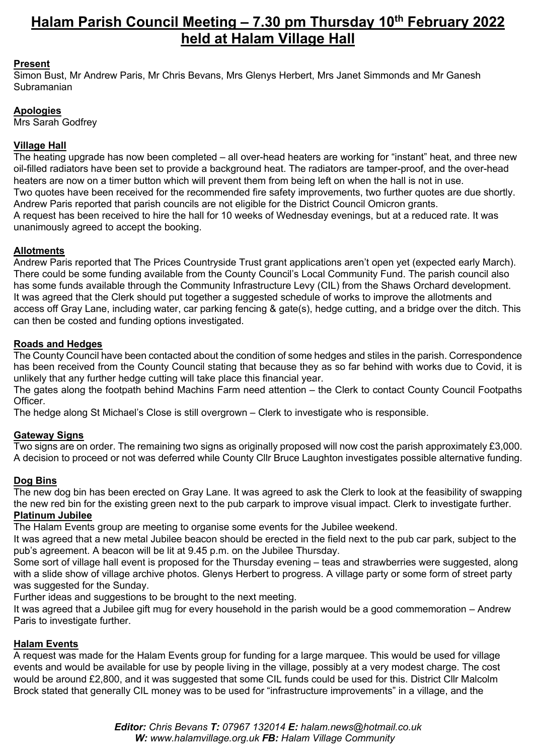# Halam Parish Council Meeting – 7.30 pm Thursday 10th February 2022 held at Halam Village Hall

**Present**

Simon Bust, Mr Andrew Paris, Mr Chris Bevans, Mrs Glenys Herbert, Mrs Janet Simmonds and Mr Ganesh Subramanian

**Apologies**

Mrs Sarah Godfrey

**Village Hall**

The heating upgrade has now been completed – all over-head heaters are working for "instant" heat, and three new oil-filled radiators have been set to provide a background heat. The radiators are tamper-proof, and the over-head heaters are now on a timer button which will prevent them from being left on when the hall is not in use.
Two quotes have been received for the recommended fire safety improvements, two further quotes are due shortly.
Andrew Paris reported that parish councils are not eligible for the District Council Omicron grants.
A request has been received to hire the hall for 10 weeks of Wednesday evenings, but at a reduced rate. It was unanimously agreed to accept the booking.

**Allotments**

Andrew Paris reported that The Prices Countryside Trust grant applications aren't open yet (expected early March). There could be some funding available from the County Council's Local Community Fund. The parish council also has some funds available through the Community Infrastructure Levy (CIL) from the Shaws Orchard development. It was agreed that the Clerk should put together a suggested schedule of works to improve the allotments and access off Gray Lane, including water, car parking fencing & gate(s), hedge cutting, and a bridge over the ditch. This can then be costed and funding options investigated.

**Roads and Hedges**

The County Council have been contacted about the condition of some hedges and stiles in the parish. Correspondence has been received from the County Council stating that because they as so far behind with works due to Covid, it is unlikely that any further hedge cutting will take place this financial year.
The gates along the footpath behind Machins Farm need attention – the Clerk to contact County Council Footpaths Officer.
The hedge along St Michael's Close is still overgrown – Clerk to investigate who is responsible.

**Gateway Signs**

Two signs are on order. The remaining two signs as originally proposed will now cost the parish approximately £3,000. A decision to proceed or not was deferred while County Cllr Bruce Laughton investigates possible alternative funding.

**Dog Bins**

The new dog bin has been erected on Gray Lane. It was agreed to ask the Clerk to look at the feasibility of swapping the new red bin for the existing green next to the pub carpark to improve visual impact. Clerk to investigate further.

**Platinum Jubilee**

The Halam Events group are meeting to organise some events for the Jubilee weekend.
It was agreed that a new metal Jubilee beacon should be erected in the field next to the pub car park, subject to the pub's agreement. A beacon will be lit at 9.45 p.m. on the Jubilee Thursday.
Some sort of village hall event is proposed for the Thursday evening – teas and strawberries were suggested, along with a slide show of village archive photos. Glenys Herbert to progress. A village party or some form of street party was suggested for the Sunday.
Further ideas and suggestions to be brought to the next meeting.
It was agreed that a Jubilee gift mug for every household in the parish would be a good commemoration – Andrew Paris to investigate further.

**Halam Events**

A request was made for the Halam Events group for funding for a large marquee. This would be used for village events and would be available for use by people living in the village, possibly at a very modest charge. The cost would be around £2,800, and it was suggested that some CIL funds could be used for this. District Cllr Malcolm Brock stated that generally CIL money was to be used for "infrastructure improvements" in a village, and the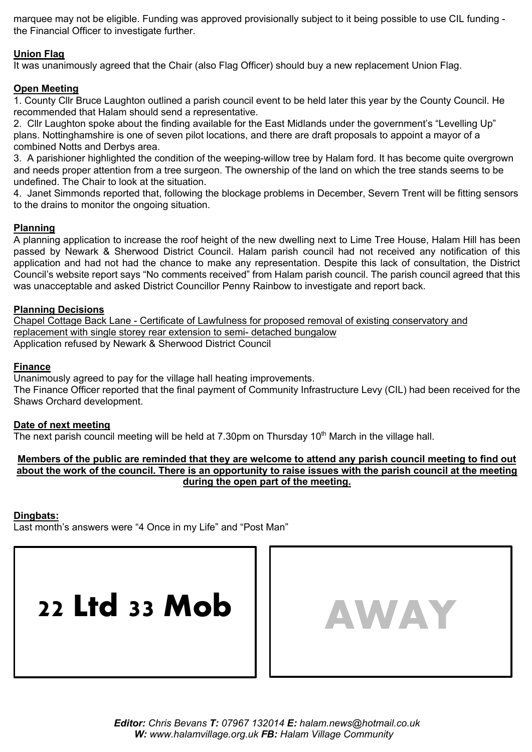marquee may not be eligible. Funding was approved provisionally subject to it being possible to use CIL funding - the Financial Officer to investigate further.

**Union Flag**

It was unanimously agreed that the Chair (also Flag Officer) should buy a new replacement Union Flag.

**Open Meeting**

1. County Cllr Bruce Laughton outlined a parish council event to be held later this year by the County Council. He recommended that Halam should send a representative.
2. Cllr Laughton spoke about the finding available for the East Midlands under the government's "Levelling Up" plans. Nottinghamshire is one of seven pilot locations, and there are draft proposals to appoint a mayor of a combined Notts and Derbys area.
3. A parishioner highlighted the condition of the weeping-willow tree by Halam ford. It has become quite overgrown and needs proper attention from a tree surgeon. The ownership of the land on which the tree stands seems to be undefined. The Chair to look at the situation.
4. Janet Simmonds reported that, following the blockage problems in December, Severn Trent will be fitting sensors to the drains to monitor the ongoing situation.

**Planning**

A planning application to increase the roof height of the new dwelling next to Lime Tree House, Halam Hill has been passed by Newark & Sherwood District Council. Halam parish council had not received any notification of this application and had not had the chance to make any representation. Despite this lack of consultation, the District Council's website report says "No comments received" from Halam parish council. The parish council agreed that this was unacceptable and asked District Councillor Penny Rainbow to investigate and report back.

**Planning Decisions**

Chapel Cottage Back Lane - Certificate of Lawfulness for proposed removal of existing conservatory and replacement with single storey rear extension to semi- detached bungalow
Application refused by Newark & Sherwood District Council

**Finance**

Unanimously agreed to pay for the village hall heating improvements.
The Finance Officer reported that the final payment of Community Infrastructure Levy (CIL) had been received for the Shaws Orchard development.

**Date of next meeting**

The next parish council meeting will be held at 7.30pm on Thursday 10th March in the village hall.

**Members of the public are reminded that they are welcome to attend any parish council meeting to find out about the work of the council. There is an opportunity to raise issues with the parish council at the meeting during the open part of the meeting.**

**Dingbats:**

Last month's answers were "4 Once in my Life" and "Post Man"

| 22 Ltd 33 Mob | AWAY |
|---|---|

*Editor:* Chris Bevans *T:* 07967 132014 *E:* halam.news@hotmail.co.uk
*W:* www.halamvillage.org.uk *FB:* Halam Village Community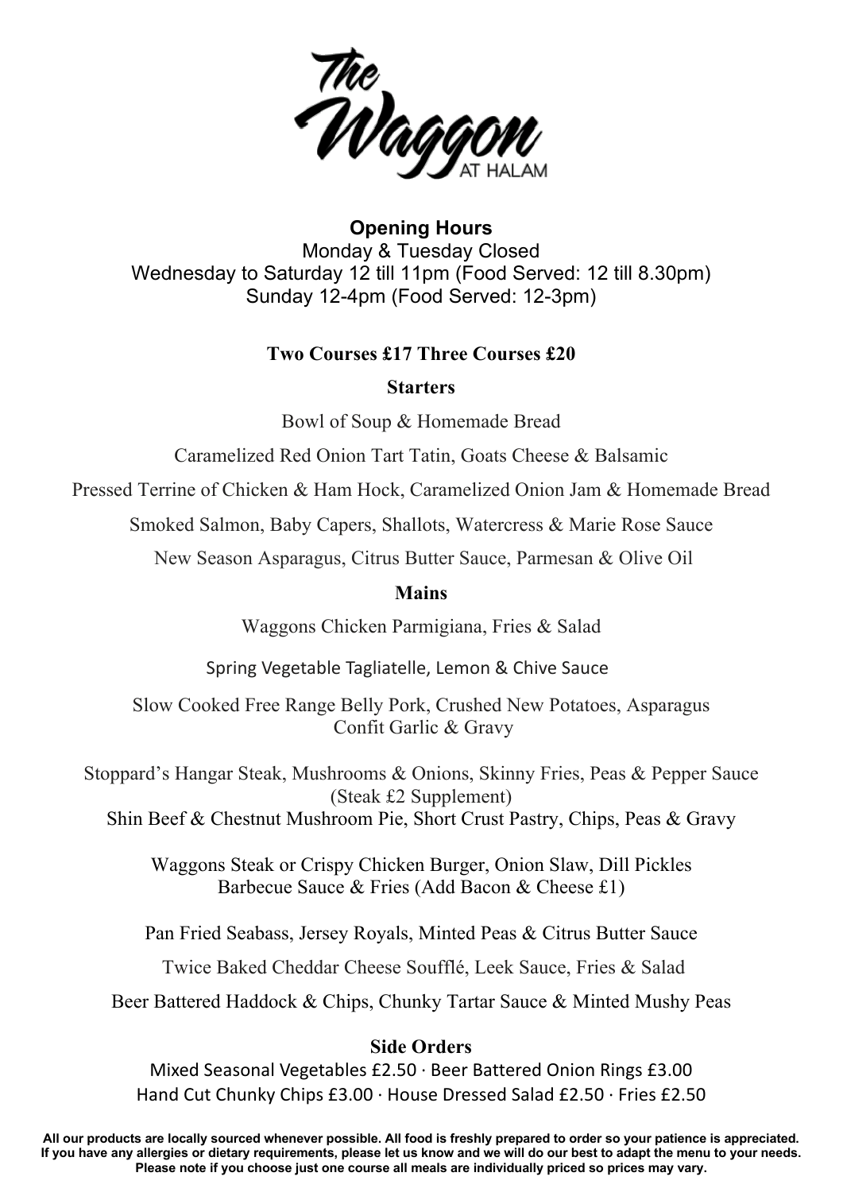# The Waggon AT HALAM

**Opening Hours**

Monday & Tuesday Closed

Wednesday to Saturday 12 till 11pm (Food Served: 12 till 8.30pm)

Sunday 12-4pm (Food Served: 12-3pm)

**Two Courses £17 Three Courses £20**

## Starters

Bowl of Soup & Homemade Bread

Caramelized Red Onion Tart Tatin, Goats Cheese & Balsamic

Pressed Terrine of Chicken & Ham Hock, Caramelized Onion Jam & Homemade Bread

Smoked Salmon, Baby Capers, Shallots, Watercress & Marie Rose Sauce

New Season Asparagus, Citrus Butter Sauce, Parmesan & Olive Oil

## Mains

Waggons Chicken Parmigiana, Fries & Salad

Spring Vegetable Tagliatelle, Lemon & Chive Sauce

Slow Cooked Free Range Belly Pork, Crushed New Potatoes, Asparagus
Confit Garlic & Gravy

Stoppard's Hangar Steak, Mushrooms & Onions, Skinny Fries, Peas & Pepper Sauce
(Steak £2 Supplement)

Shin Beef & Chestnut Mushroom Pie, Short Crust Pastry, Chips, Peas & Gravy

Waggons Steak or Crispy Chicken Burger, Onion Slaw, Dill Pickles
Barbecue Sauce & Fries (Add Bacon & Cheese £1)

Pan Fried Seabass, Jersey Royals, Minted Peas & Citrus Butter Sauce

Twice Baked Cheddar Cheese Soufflé, Leek Sauce, Fries & Salad

Beer Battered Haddock & Chips, Chunky Tartar Sauce & Minted Mushy Peas

## Side Orders

Mixed Seasonal Vegetables £2.50 · Beer Battered Onion Rings £3.00

Hand Cut Chunky Chips £3.00 · House Dressed Salad £2.50 · Fries £2.50

**All our products are locally sourced whenever possible. All food is freshly prepared to order so your patience is appreciated. If you have any allergies or dietary requirements, please let us know and we will do our best to adapt the menu to your needs. Please note if you choose just one course all meals are individually priced so prices may vary.**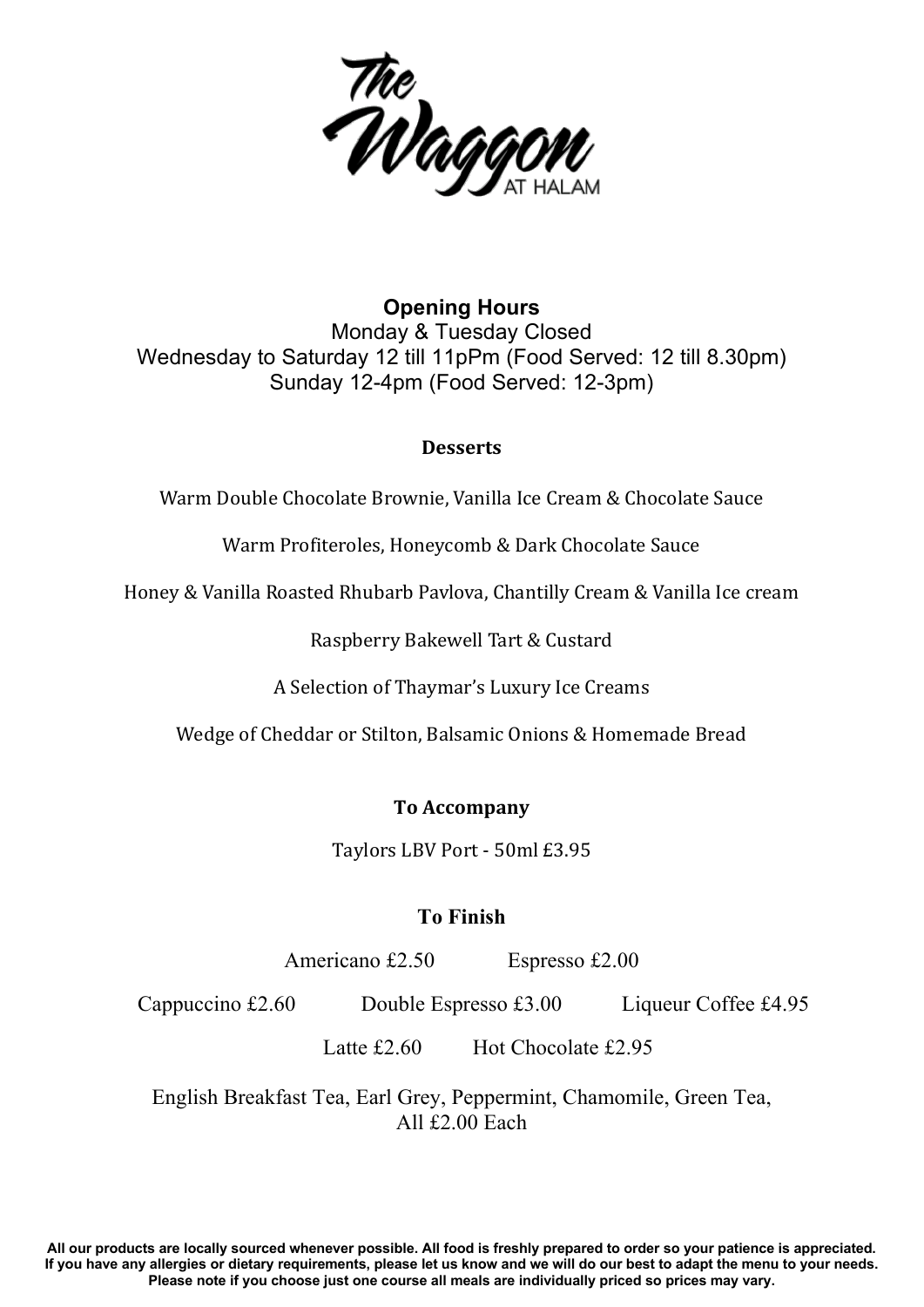# The Waggon AT HALAM

**Opening Hours**

Monday & Tuesday Closed

Wednesday to Saturday 12 till 11pPm (Food Served: 12 till 8.30pm)

Sunday 12-4pm (Food Served: 12-3pm)

**Desserts**

Warm Double Chocolate Brownie, Vanilla Ice Cream & Chocolate Sauce

Warm Profiteroles, Honeycomb & Dark Chocolate Sauce

Honey & Vanilla Roasted Rhubarb Pavlova, Chantilly Cream & Vanilla Ice cream

Raspberry Bakewell Tart & Custard

A Selection of Thaymar's Luxury Ice Creams

Wedge of Cheddar or Stilton, Balsamic Onions & Homemade Bread

**To Accompany**

Taylors LBV Port - 50ml £3.95

**To Finish**

Americano £2.50 Espresso £2.00

Cappuccino £2.60 Double Espresso £3.00 Liqueur Coffee £4.95

Latte £2.60 Hot Chocolate £2.95

English Breakfast Tea, Earl Grey, Peppermint, Chamomile, Green Tea,
All £2.00 Each

**All our products are locally sourced whenever possible. All food is freshly prepared to order so your patience is appreciated. If you have any allergies or dietary requirements, please let us know and we will do our best to adapt the menu to your needs. Please note if you choose just one course all meals are individually priced so prices may vary.**